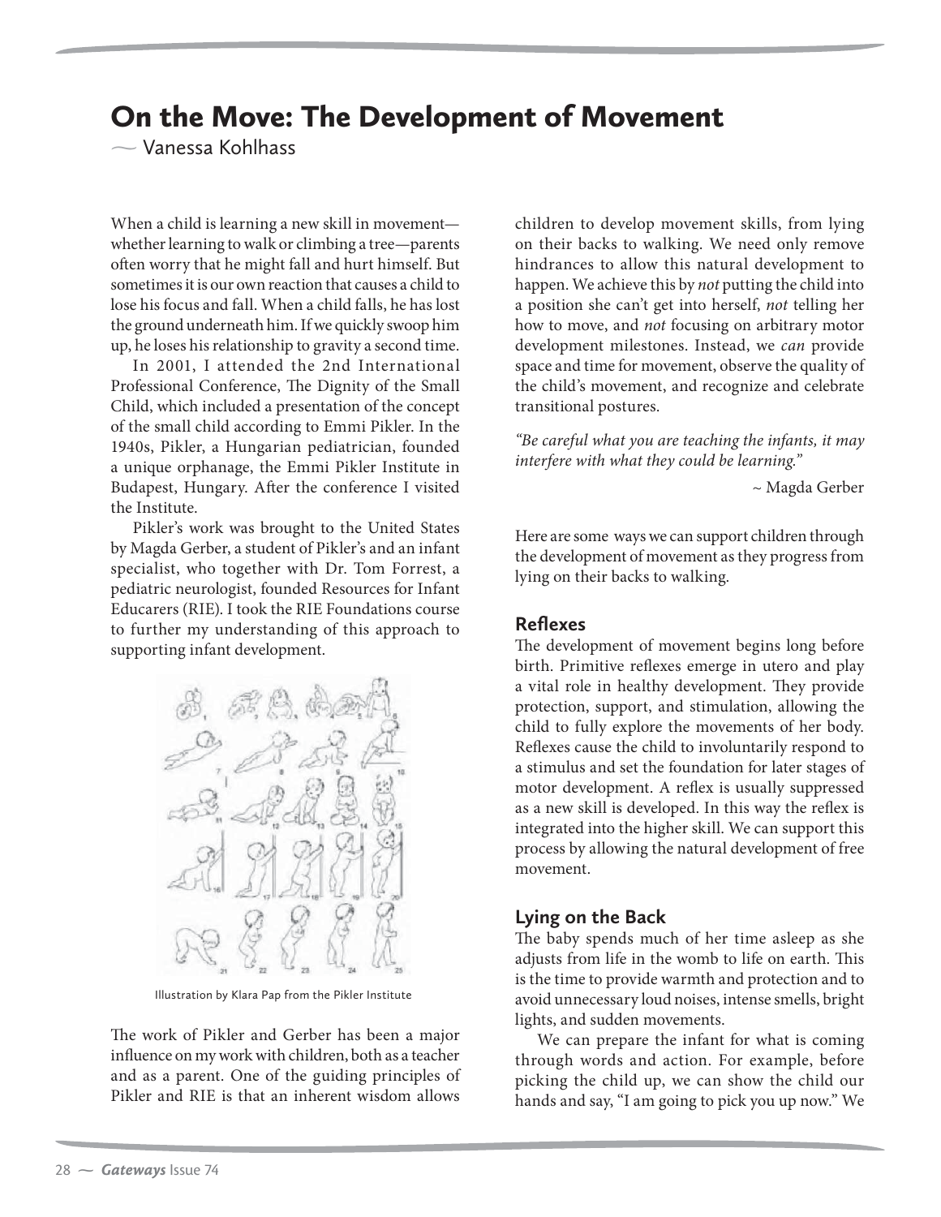# On the Move: The Development of Movement

~ Vanessa Kohlhass

When a child is learning a new skill in movement—whether learning to walk or climbing a tree—parents often worry that he might fall and hurt himself. But sometimes it is our own reaction that causes a child to lose his focus and fall. When a child falls, he has lost the ground underneath him. If we quickly swoop him up, he loses his relationship to gravity a second time.

In 2001, I attended the 2nd International Professional Conference, The Dignity of the Small Child, which included a presentation of the concept of the small child according to Emmi Pikler. In the 1940s, Pikler, a Hungarian pediatrician, founded a unique orphanage, the Emmi Pikler Institute in Budapest, Hungary. After the conference I visited the Institute.

Pikler's work was brought to the United States by Magda Gerber, a student of Pikler's and an infant specialist, who together with Dr. Tom Forrest, a pediatric neurologist, founded Resources for Infant Educarers (RIE). I took the RIE Foundations course to further my understanding of this approach to supporting infant development.

Illustration by Klara Pap from the Pikler Institute

The work of Pikler and Gerber has been a major influence on my work with children, both as a teacher and as a parent. One of the guiding principles of Pikler and RIE is that an inherent wisdom allows children to develop movement skills, from lying on their backs to walking. We need only remove hindrances to allow this natural development to happen. We achieve this by *not* putting the child into a position she can't get into herself, *not* telling her how to move, and *not* focusing on arbitrary motor development milestones. Instead, we *can* provide space and time for movement, observe the quality of the child's movement, and recognize and celebrate transitional postures.

*"Be careful what you are teaching the infants, it may interfere with what they could be learning."*

~ Magda Gerber

Here are some ways we can support children through the development of movement as they progress from lying on their backs to walking.

## Reflexes

The development of movement begins long before birth. Primitive reflexes emerge in utero and play a vital role in healthy development. They provide protection, support, and stimulation, allowing the child to fully explore the movements of her body. Reflexes cause the child to involuntarily respond to a stimulus and set the foundation for later stages of motor development. A reflex is usually suppressed as a new skill is developed. In this way the reflex is integrated into the higher skill. We can support this process by allowing the natural development of free movement.

## Lying on the Back

The baby spends much of her time asleep as she adjusts from life in the womb to life on earth. This is the time to provide warmth and protection and to avoid unnecessary loud noises, intense smells, bright lights, and sudden movements.

We can prepare the infant for what is coming through words and action. For example, before picking the child up, we can show the child our hands and say, "I am going to pick you up now." We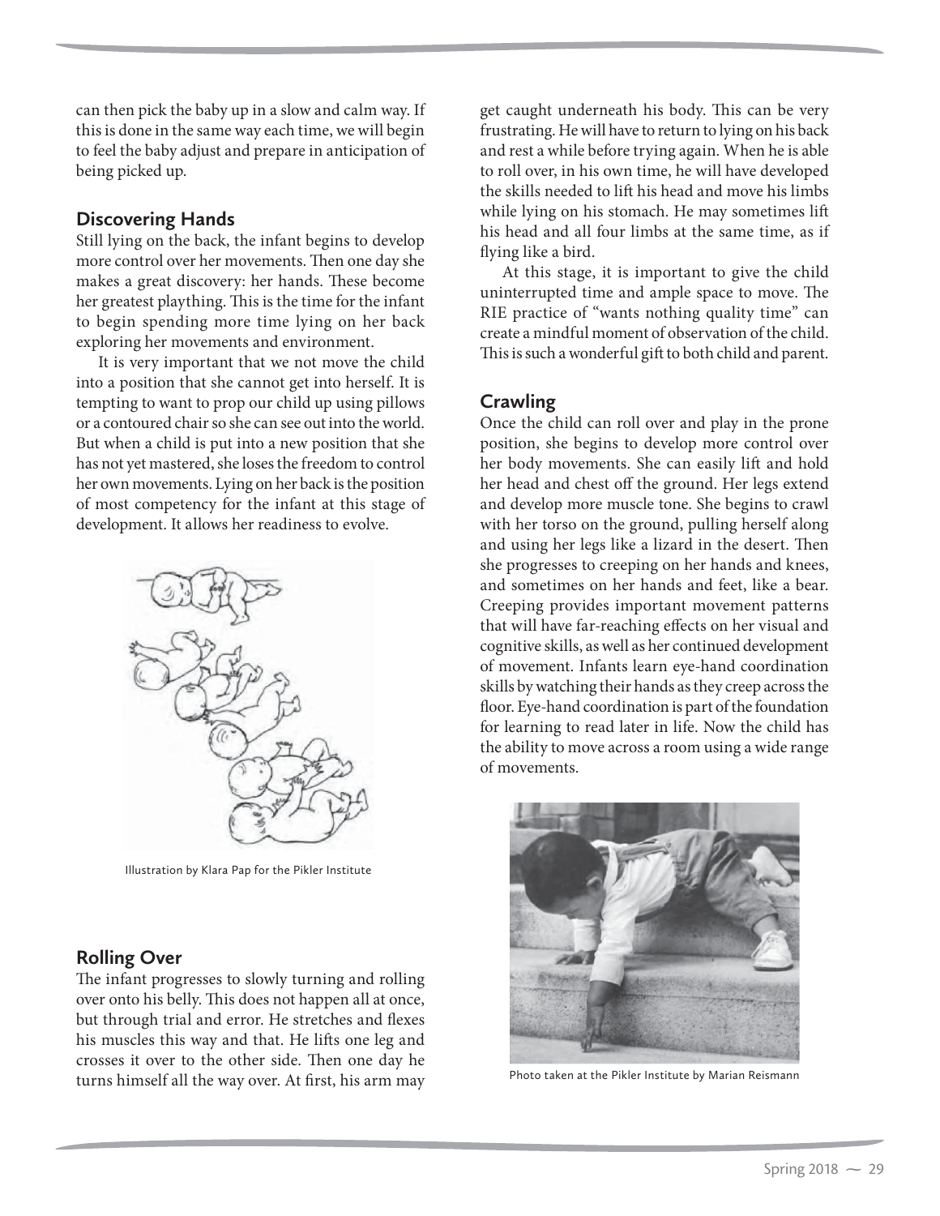can then pick the baby up in a slow and calm way. If this is done in the same way each time, we will begin to feel the baby adjust and prepare in anticipation of being picked up.

## Discovering Hands

Still lying on the back, the infant begins to develop more control over her movements. Then one day she makes a great discovery: her hands. These become her greatest plaything. This is the time for the infant to begin spending more time lying on her back exploring her movements and environment.

It is very important that we not move the child into a position that she cannot get into herself. It is tempting to want to prop our child up using pillows or a contoured chair so she can see out into the world. But when a child is put into a new position that she has not yet mastered, she loses the freedom to control her own movements. Lying on her back is the position of most competency for the infant at this stage of development. It allows her readiness to evolve.

Illustration by Klara Pap for the Pikler Institute

## Rolling Over

The infant progresses to slowly turning and rolling over onto his belly. This does not happen all at once, but through trial and error. He stretches and flexes his muscles this way and that. He lifts one leg and crosses it over to the other side. Then one day he turns himself all the way over. At first, his arm may get caught underneath his body. This can be very frustrating. He will have to return to lying on his back and rest a while before trying again. When he is able to roll over, in his own time, he will have developed the skills needed to lift his head and move his limbs while lying on his stomach. He may sometimes lift his head and all four limbs at the same time, as if flying like a bird.

At this stage, it is important to give the child uninterrupted time and ample space to move. The RIE practice of "wants nothing quality time" can create a mindful moment of observation of the child. This is such a wonderful gift to both child and parent.

## Crawling

Once the child can roll over and play in the prone position, she begins to develop more control over her body movements. She can easily lift and hold her head and chest off the ground. Her legs extend and develop more muscle tone. She begins to crawl with her torso on the ground, pulling herself along and using her legs like a lizard in the desert. Then she progresses to creeping on her hands and knees, and sometimes on her hands and feet, like a bear. Creeping provides important movement patterns that will have far-reaching effects on her visual and cognitive skills, as well as her continued development of movement. Infants learn eye-hand coordination skills by watching their hands as they creep across the floor. Eye-hand coordination is part of the foundation for learning to read later in life. Now the child has the ability to move across a room using a wide range of movements.

Photo taken at the Pikler Institute by Marian Reismann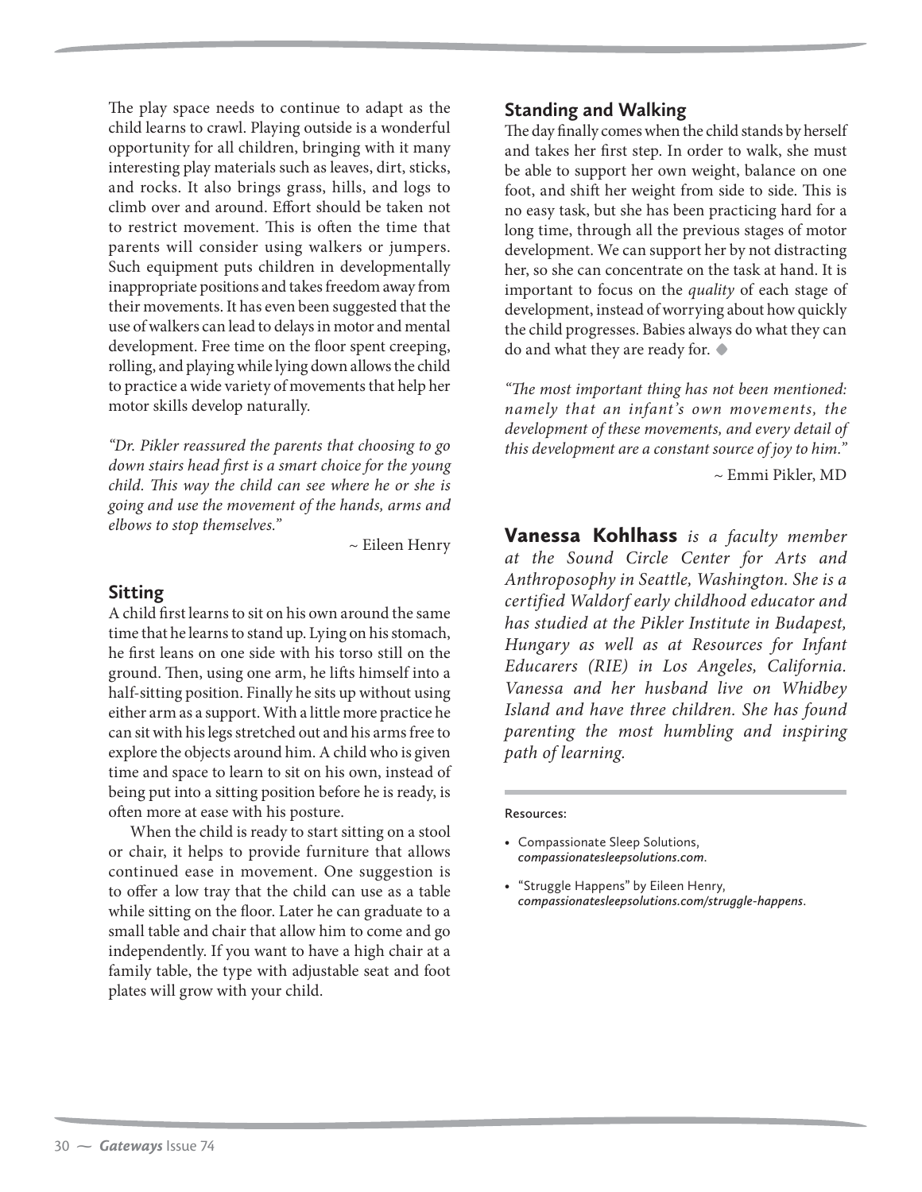The play space needs to continue to adapt as the child learns to crawl. Playing outside is a wonderful opportunity for all children, bringing with it many interesting play materials such as leaves, dirt, sticks, and rocks. It also brings grass, hills, and logs to climb over and around. Effort should be taken not to restrict movement. This is often the time that parents will consider using walkers or jumpers. Such equipment puts children in developmentally inappropriate positions and takes freedom away from their movements. It has even been suggested that the use of walkers can lead to delays in motor and mental development. Free time on the floor spent creeping, rolling, and playing while lying down allows the child to practice a wide variety of movements that help her motor skills develop naturally.

*"Dr. Pikler reassured the parents that choosing to go down stairs head first is a smart choice for the young child. This way the child can see where he or she is going and use the movement of the hands, arms and elbows to stop themselves."*

~ Eileen Henry

### Sitting

A child first learns to sit on his own around the same time that he learns to stand up. Lying on his stomach, he first leans on one side with his torso still on the ground. Then, using one arm, he lifts himself into a half-sitting position. Finally he sits up without using either arm as a support. With a little more practice he can sit with his legs stretched out and his arms free to explore the objects around him. A child who is given time and space to learn to sit on his own, instead of being put into a sitting position before he is ready, is often more at ease with his posture.

When the child is ready to start sitting on a stool or chair, it helps to provide furniture that allows continued ease in movement. One suggestion is to offer a low tray that the child can use as a table while sitting on the floor. Later he can graduate to a small table and chair that allow him to come and go independently. If you want to have a high chair at a family table, the type with adjustable seat and foot plates will grow with your child.

### Standing and Walking

The day finally comes when the child stands by herself and takes her first step. In order to walk, she must be able to support her own weight, balance on one foot, and shift her weight from side to side. This is no easy task, but she has been practicing hard for a long time, through all the previous stages of motor development. We can support her by not distracting her, so she can concentrate on the task at hand. It is important to focus on the *quality* of each stage of development, instead of worrying about how quickly the child progresses. Babies always do what they can do and what they are ready for. ◆

*"The most important thing has not been mentioned: namely that an infant's own movements, the development of these movements, and every detail of this development are a constant source of joy to him."*

~ Emmi Pikler, MD

**Vanessa Kohlhass** *is a faculty member at the Sound Circle Center for Arts and Anthroposophy in Seattle, Washington. She is a certified Waldorf early childhood educator and has studied at the Pikler Institute in Budapest, Hungary as well as at Resources for Infant Educarers (RIE) in Los Angeles, California. Vanessa and her husband live on Whidbey Island and have three children. She has found parenting the most humbling and inspiring path of learning.*

Resources:

- Compassionate Sleep Solutions, *compassionatesleepsolutions.com*.
- "Struggle Happens" by Eileen Henry, *compassionatesleepsolutions.com/struggle-happens*.